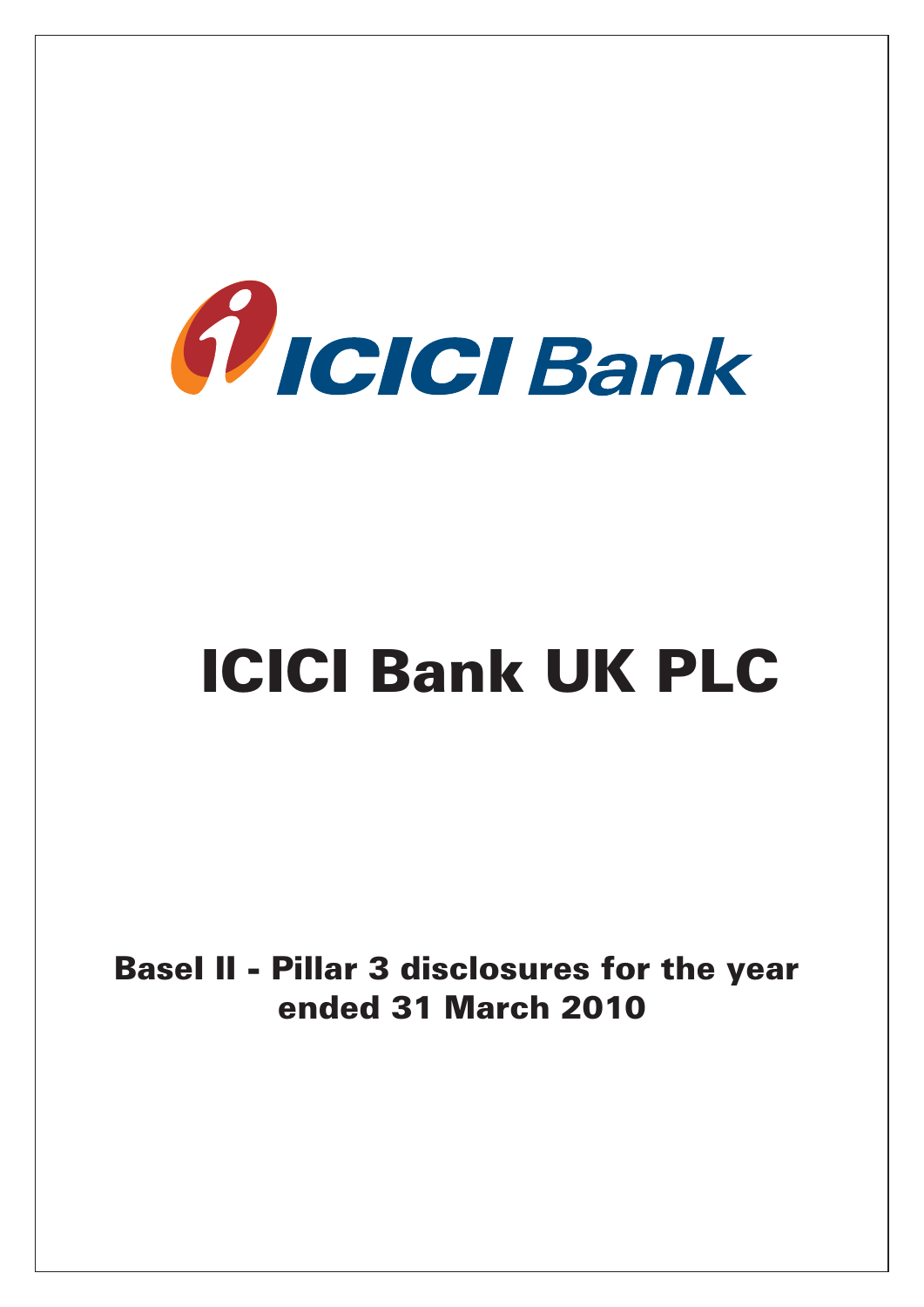ICICI Bank

# ICICI Bank UK PLC

## Basel II - Pillar 3 disclosures for the year ended 31 March 2010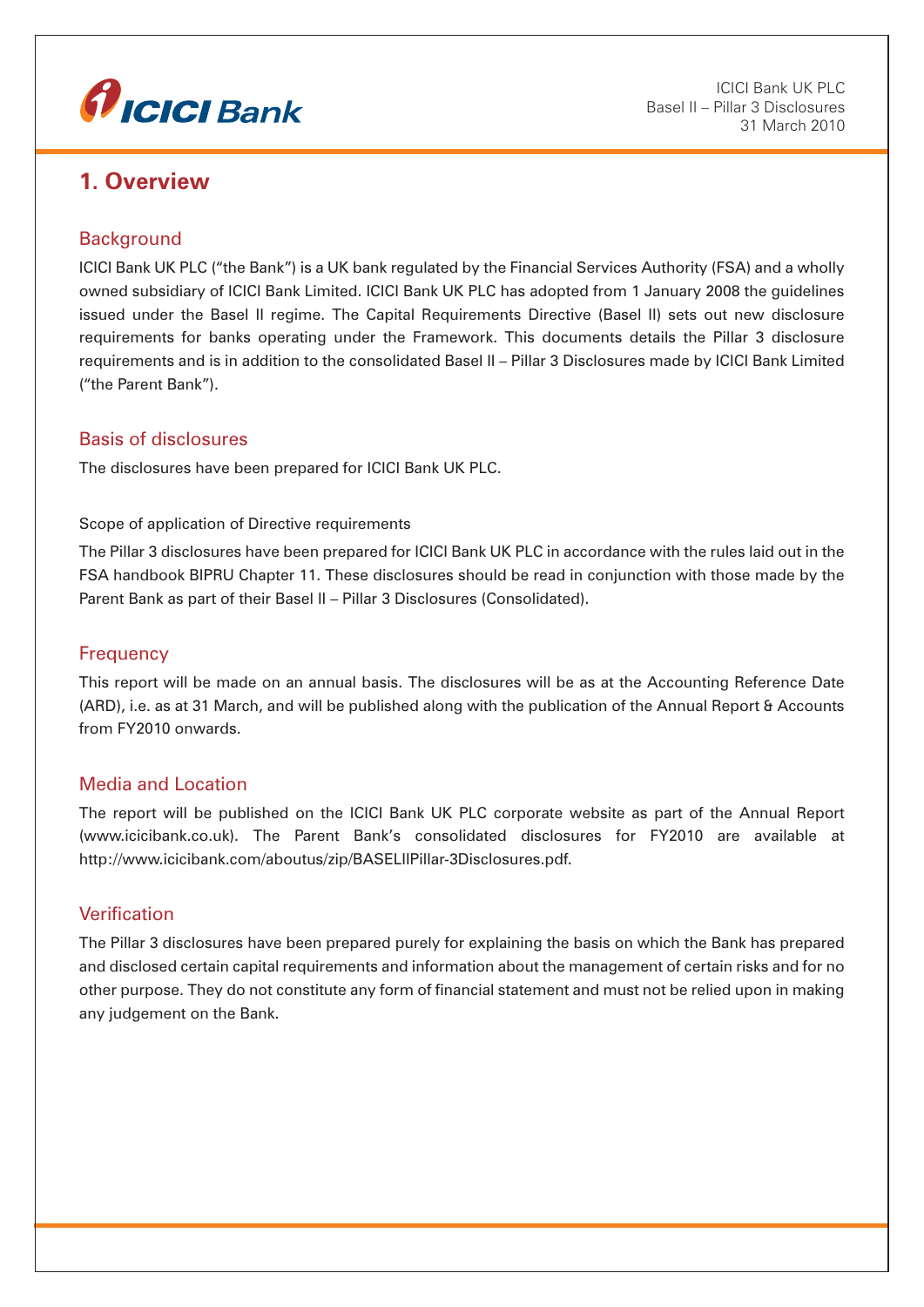# 1. Overview

## Background

ICICI Bank UK PLC ("the Bank") is a UK bank regulated by the Financial Services Authority (FSA) and a wholly owned subsidiary of ICICI Bank Limited. ICICI Bank UK PLC has adopted from 1 January 2008 the guidelines issued under the Basel II regime. The Capital Requirements Directive (Basel II) sets out new disclosure requirements for banks operating under the Framework. This documents details the Pillar 3 disclosure requirements and is in addition to the consolidated Basel II – Pillar 3 Disclosures made by ICICI Bank Limited ("the Parent Bank").

## Basis of disclosures

The disclosures have been prepared for ICICI Bank UK PLC.

Scope of application of Directive requirements

The Pillar 3 disclosures have been prepared for ICICI Bank UK PLC in accordance with the rules laid out in the FSA handbook BIPRU Chapter 11. These disclosures should be read in conjunction with those made by the Parent Bank as part of their Basel II – Pillar 3 Disclosures (Consolidated).

## Frequency

This report will be made on an annual basis. The disclosures will be as at the Accounting Reference Date (ARD), i.e. as at 31 March, and will be published along with the publication of the Annual Report & Accounts from FY2010 onwards.

## Media and Location

The report will be published on the ICICI Bank UK PLC corporate website as part of the Annual Report (www.icicibank.co.uk). The Parent Bank's consolidated disclosures for FY2010 are available at http://www.icicibank.com/aboutus/zip/BASELIIPillar-3Disclosures.pdf.

## Verification

The Pillar 3 disclosures have been prepared purely for explaining the basis on which the Bank has prepared and disclosed certain capital requirements and information about the management of certain risks and for no other purpose. They do not constitute any form of financial statement and must not be relied upon in making any judgement on the Bank.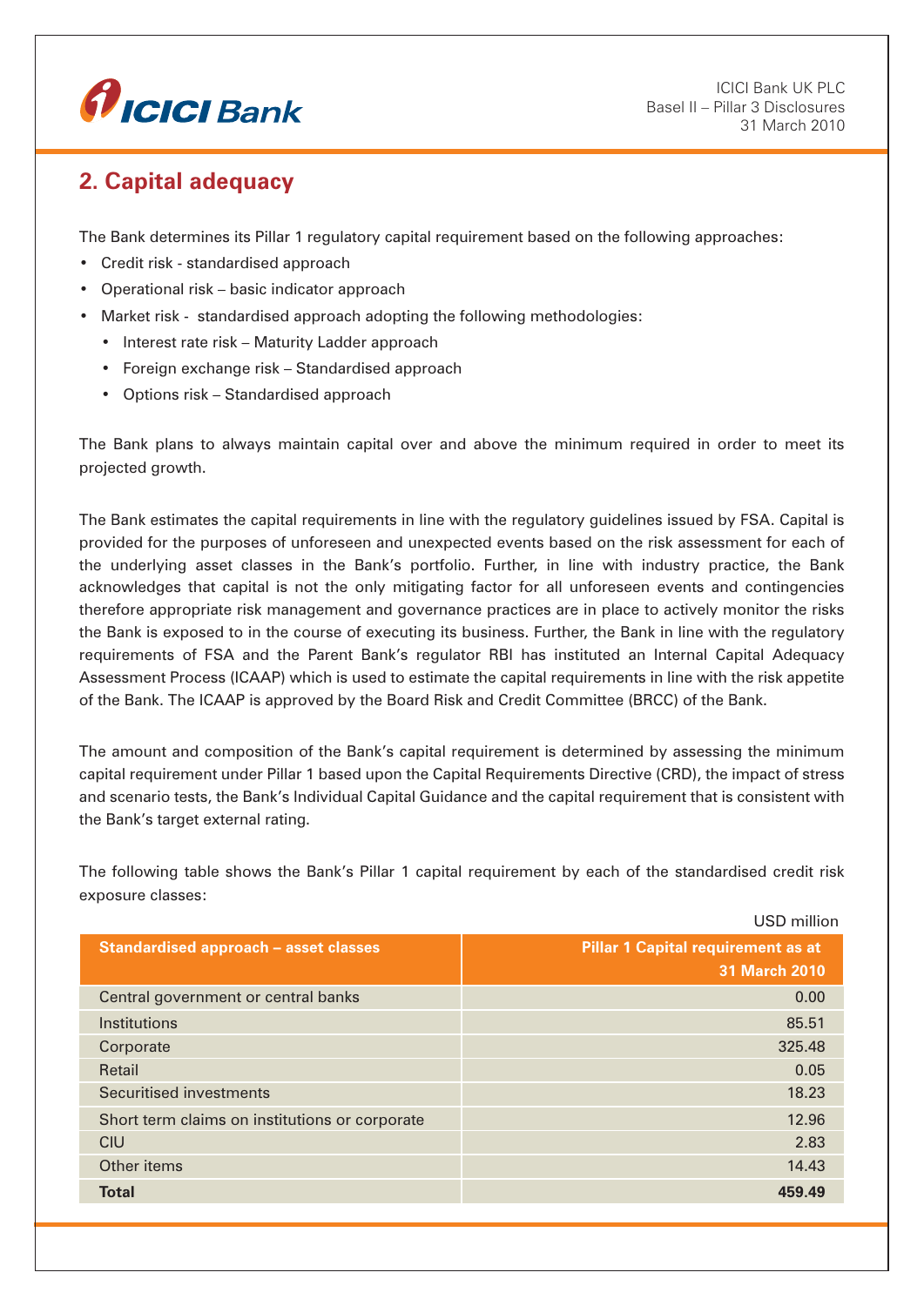## 2. Capital adequacy

The Bank determines its Pillar 1 regulatory capital requirement based on the following approaches:

- Credit risk - standardised approach
- Operational risk – basic indicator approach
- Market risk - standardised approach adopting the following methodologies:
  - Interest rate risk – Maturity Ladder approach
  - Foreign exchange risk – Standardised approach
  - Options risk – Standardised approach

The Bank plans to always maintain capital over and above the minimum required in order to meet its projected growth.

The Bank estimates the capital requirements in line with the regulatory guidelines issued by FSA. Capital is provided for the purposes of unforeseen and unexpected events based on the risk assessment for each of the underlying asset classes in the Bank's portfolio. Further, in line with industry practice, the Bank acknowledges that capital is not the only mitigating factor for all unforeseen events and contingencies therefore appropriate risk management and governance practices are in place to actively monitor the risks the Bank is exposed to in the course of executing its business. Further, the Bank in line with the regulatory requirements of FSA and the Parent Bank's regulator RBI has instituted an Internal Capital Adequacy Assessment Process (ICAAP) which is used to estimate the capital requirements in line with the risk appetite of the Bank. The ICAAP is approved by the Board Risk and Credit Committee (BRCC) of the Bank.

The amount and composition of the Bank's capital requirement is determined by assessing the minimum capital requirement under Pillar 1 based upon the Capital Requirements Directive (CRD), the impact of stress and scenario tests, the Bank's Individual Capital Guidance and the capital requirement that is consistent with the Bank's target external rating.

The following table shows the Bank's Pillar 1 capital requirement by each of the standardised credit risk exposure classes:

USD million

| Standardised approach – asset classes | Pillar 1 Capital requirement as at 31 March 2010 |
|---|---|
| Central government or central banks | 0.00 |
| Institutions | 85.51 |
| Corporate | 325.48 |
| Retail | 0.05 |
| Securitised investments | 18.23 |
| Short term claims on institutions or corporate | 12.96 |
| CIU | 2.83 |
| Other items | 14.43 |
| **Total** | **459.49** |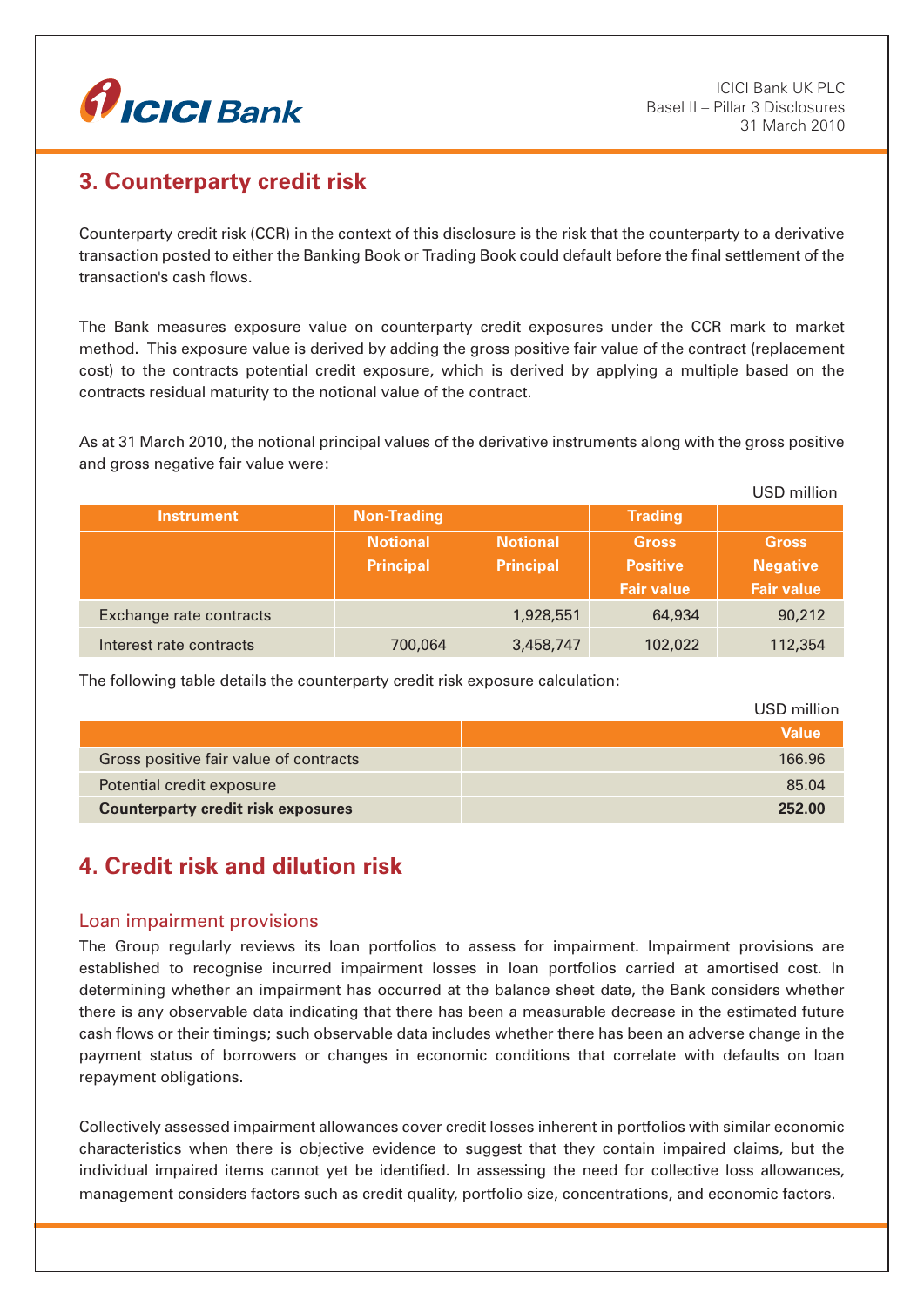## 3. Counterparty credit risk

Counterparty credit risk (CCR) in the context of this disclosure is the risk that the counterparty to a derivative transaction posted to either the Banking Book or Trading Book could default before the final settlement of the transaction's cash flows.

The Bank measures exposure value on counterparty credit exposures under the CCR mark to market method. This exposure value is derived by adding the gross positive fair value of the contract (replacement cost) to the contracts potential credit exposure, which is derived by applying a multiple based on the contracts residual maturity to the notional value of the contract.

As at 31 March 2010, the notional principal values of the derivative instruments along with the gross positive and gross negative fair value were:

USD million

| Instrument | Non-Trading | | Trading | |
|---|---|---|---|---|
| | Notional Principal | Notional Principal | Gross Positive Fair value | Gross Negative Fair value |
| Exchange rate contracts | | 1,928,551 | 64,934 | 90,212 |
| Interest rate contracts | 700,064 | 3,458,747 | 102,022 | 112,354 |

The following table details the counterparty credit risk exposure calculation:

USD million

| | Value |
|---|---|
| Gross positive fair value of contracts | 166.96 |
| Potential credit exposure | 85.04 |
| **Counterparty credit risk exposures** | **252.00** |

## 4. Credit risk and dilution risk

### Loan impairment provisions

The Group regularly reviews its loan portfolios to assess for impairment. Impairment provisions are established to recognise incurred impairment losses in loan portfolios carried at amortised cost. In determining whether an impairment has occurred at the balance sheet date, the Bank considers whether there is any observable data indicating that there has been a measurable decrease in the estimated future cash flows or their timings; such observable data includes whether there has been an adverse change in the payment status of borrowers or changes in economic conditions that correlate with defaults on loan repayment obligations.

Collectively assessed impairment allowances cover credit losses inherent in portfolios with similar economic characteristics when there is objective evidence to suggest that they contain impaired claims, but the individual impaired items cannot yet be identified. In assessing the need for collective loss allowances, management considers factors such as credit quality, portfolio size, concentrations, and economic factors.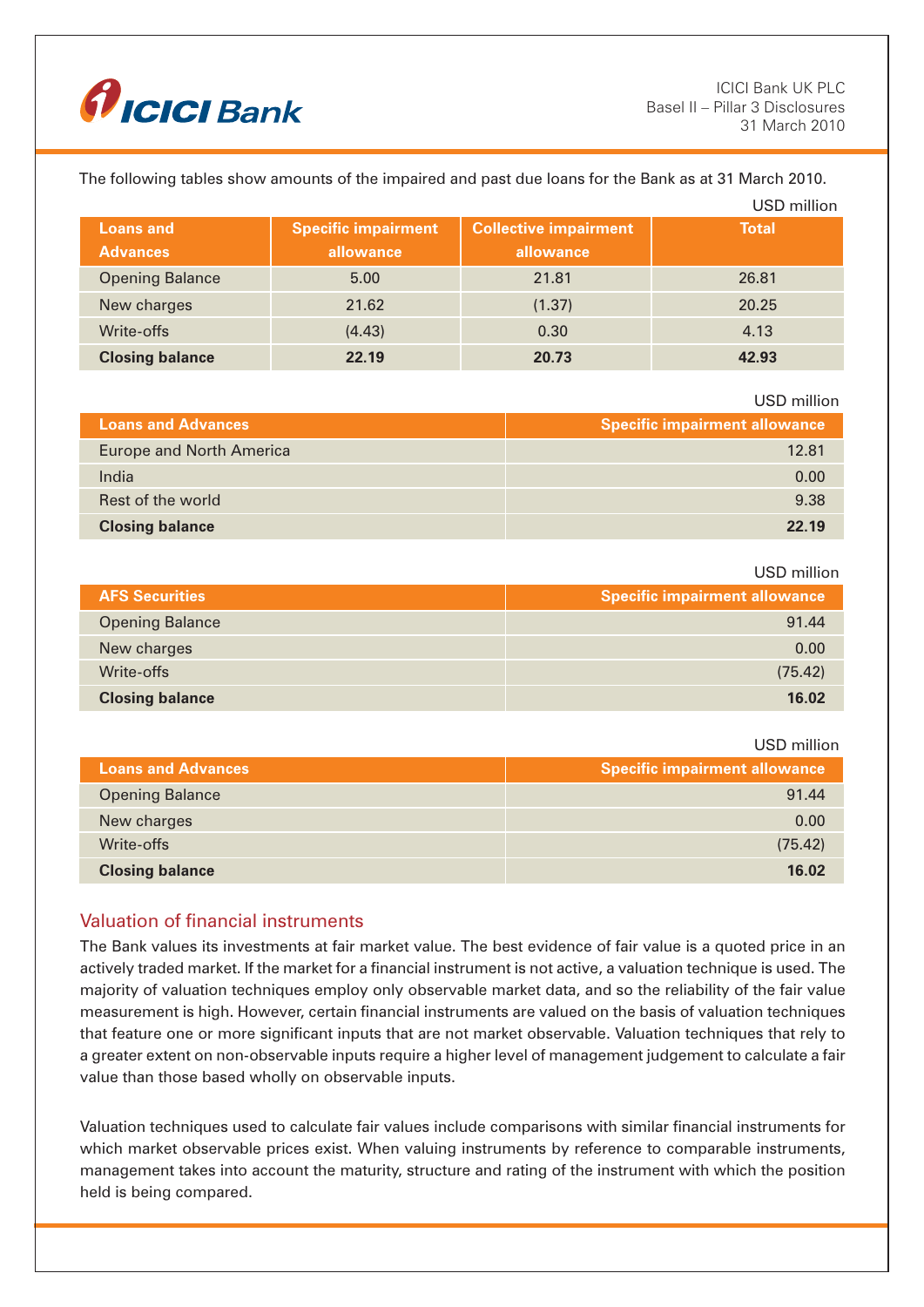The following tables show amounts of the impaired and past due loans for the Bank as at 31 March 2010.

USD million

| Loans and Advances | Specific impairment allowance | Collective impairment allowance | Total |
|---|---|---|---|
| Opening Balance | 5.00 | 21.81 | 26.81 |
| New charges | 21.62 | (1.37) | 20.25 |
| Write-offs | (4.43) | 0.30 | 4.13 |
| **Closing balance** | **22.19** | **20.73** | **42.93** |

USD million

| Loans and Advances | Specific impairment allowance |
|---|---|
| Europe and North America | 12.81 |
| India | 0.00 |
| Rest of the world | 9.38 |
| **Closing balance** | **22.19** |

USD million

| AFS Securities | Specific impairment allowance |
|---|---|
| Opening Balance | 91.44 |
| New charges | 0.00 |
| Write-offs | (75.42) |
| **Closing balance** | **16.02** |

USD million

| Loans and Advances | Specific impairment allowance |
|---|---|
| Opening Balance | 91.44 |
| New charges | 0.00 |
| Write-offs | (75.42) |
| **Closing balance** | **16.02** |

## Valuation of financial instruments

The Bank values its investments at fair market value. The best evidence of fair value is a quoted price in an actively traded market. If the market for a financial instrument is not active, a valuation technique is used. The majority of valuation techniques employ only observable market data, and so the reliability of the fair value measurement is high. However, certain financial instruments are valued on the basis of valuation techniques that feature one or more significant inputs that are not market observable. Valuation techniques that rely to a greater extent on non-observable inputs require a higher level of management judgement to calculate a fair value than those based wholly on observable inputs.

Valuation techniques used to calculate fair values include comparisons with similar financial instruments for which market observable prices exist. When valuing instruments by reference to comparable instruments, management takes into account the maturity, structure and rating of the instrument with which the position held is being compared.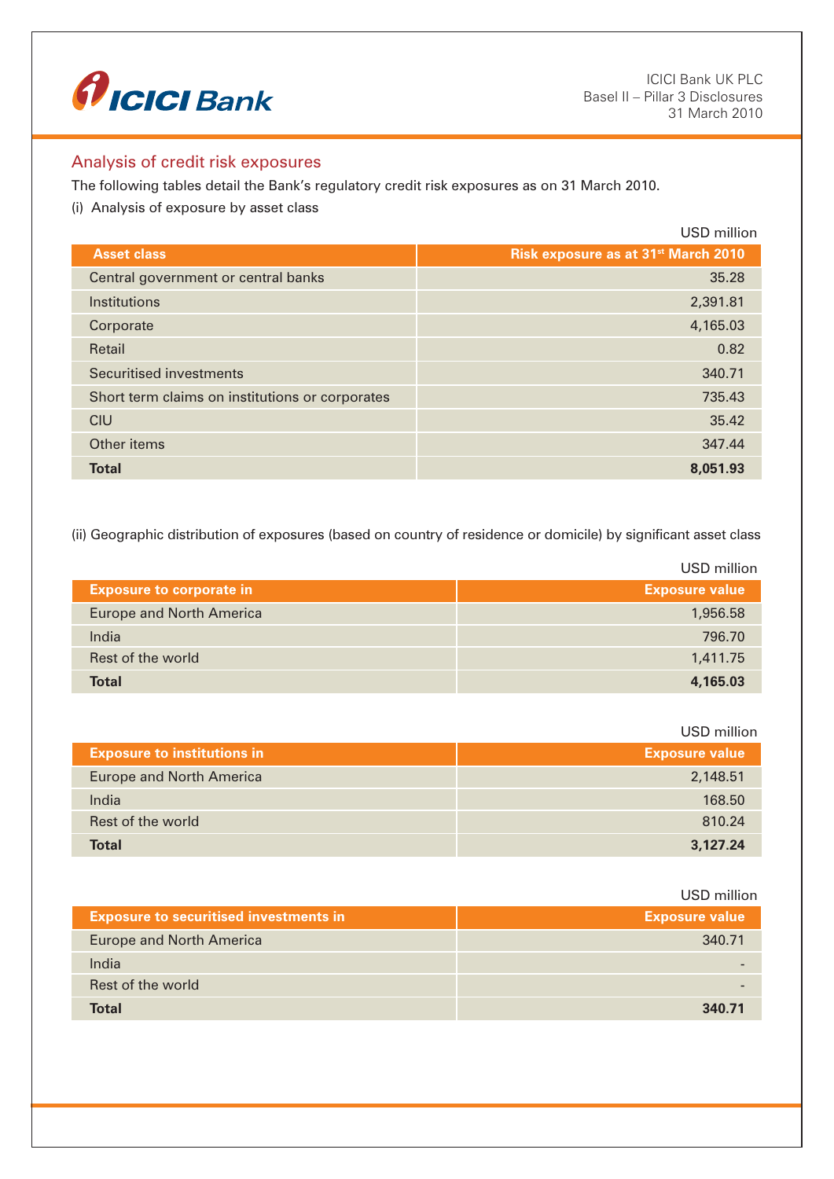## Analysis of credit risk exposures

The following tables detail the Bank's regulatory credit risk exposures as on 31 March 2010.

(i) Analysis of exposure by asset class

USD million

| Asset class | Risk exposure as at 31st March 2010 |
|---|---|
| Central government or central banks | 35.28 |
| Institutions | 2,391.81 |
| Corporate | 4,165.03 |
| Retail | 0.82 |
| Securitised investments | 340.71 |
| Short term claims on institutions or corporates | 735.43 |
| CIU | 35.42 |
| Other items | 347.44 |
| **Total** | **8,051.93** |

(ii) Geographic distribution of exposures (based on country of residence or domicile) by significant asset class

USD million

| Exposure to corporate in | Exposure value |
|---|---|
| Europe and North America | 1,956.58 |
| India | 796.70 |
| Rest of the world | 1,411.75 |
| **Total** | **4,165.03** |

USD million

| Exposure to institutions in | Exposure value |
|---|---|
| Europe and North America | 2,148.51 |
| India | 168.50 |
| Rest of the world | 810.24 |
| **Total** | **3,127.24** |

USD million

| Exposure to securitised investments in | Exposure value |
|---|---|
| Europe and North America | 340.71 |
| India | - |
| Rest of the world | - |
| **Total** | **340.71** |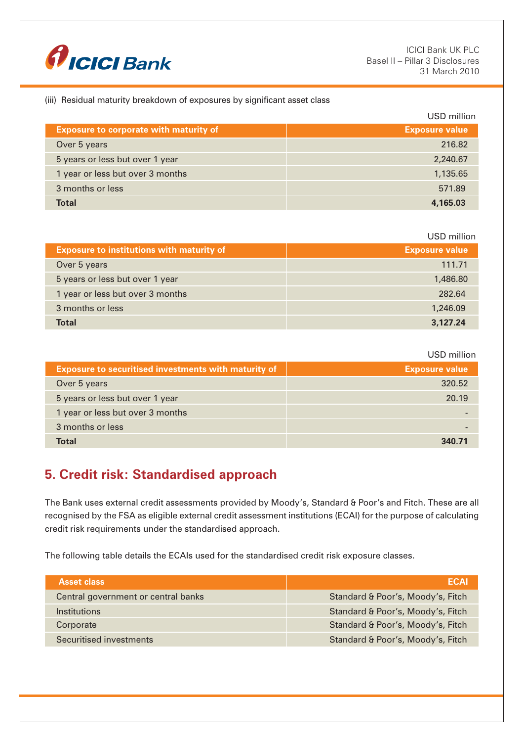(iii) Residual maturity breakdown of exposures by significant asset class

USD million

| Exposure to corporate with maturity of | Exposure value |
|---|---:|
| Over 5 years | 216.82 |
| 5 years or less but over 1 year | 2,240.67 |
| 1 year or less but over 3 months | 1,135.65 |
| 3 months or less | 571.89 |
| **Total** | **4,165.03** |

USD million

| Exposure to institutions with maturity of | Exposure value |
|---|---:|
| Over 5 years | 111.71 |
| 5 years or less but over 1 year | 1,486.80 |
| 1 year or less but over 3 months | 282.64 |
| 3 months or less | 1,246.09 |
| **Total** | **3,127.24** |

USD million

| Exposure to securitised investments with maturity of | Exposure value |
|---|---:|
| Over 5 years | 320.52 |
| 5 years or less but over 1 year | 20.19 |
| 1 year or less but over 3 months | - |
| 3 months or less | - |
| **Total** | **340.71** |

## 5. Credit risk: Standardised approach

The Bank uses external credit assessments provided by Moody's, Standard & Poor's and Fitch. These are all recognised by the FSA as eligible external credit assessment institutions (ECAI) for the purpose of calculating credit risk requirements under the standardised approach.

The following table details the ECAIs used for the standardised credit risk exposure classes.

| Asset class | ECAI |
|---|---:|
| Central government or central banks | Standard & Poor's, Moody's, Fitch |
| Institutions | Standard & Poor's, Moody's, Fitch |
| Corporate | Standard & Poor's, Moody's, Fitch |
| Securitised investments | Standard & Poor's, Moody's, Fitch |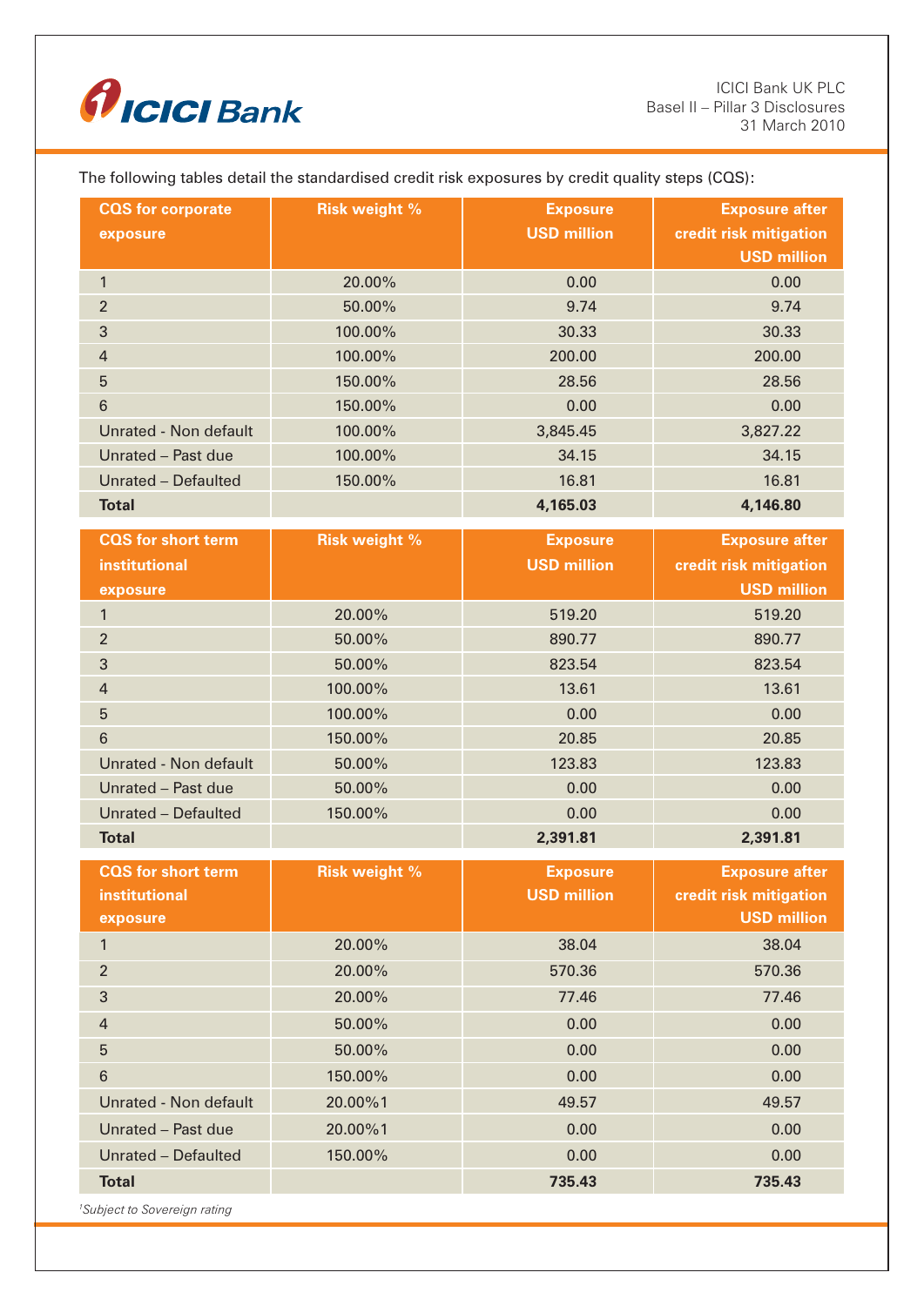The following tables detail the standardised credit risk exposures by credit quality steps (CQS):

| CQS for corporate exposure | Risk weight % | Exposure USD million | Exposure after credit risk mitigation USD million |
|---|---|---|---|
| 1 | 20.00% | 0.00 | 0.00 |
| 2 | 50.00% | 9.74 | 9.74 |
| 3 | 100.00% | 30.33 | 30.33 |
| 4 | 100.00% | 200.00 | 200.00 |
| 5 | 150.00% | 28.56 | 28.56 |
| 6 | 150.00% | 0.00 | 0.00 |
| Unrated - Non default | 100.00% | 3,845.45 | 3,827.22 |
| Unrated – Past due | 100.00% | 34.15 | 34.15 |
| Unrated – Defaulted | 150.00% | 16.81 | 16.81 |
| **Total** | | **4,165.03** | **4,146.80** |

| CQS for short term institutional exposure | Risk weight % | Exposure USD million | Exposure after credit risk mitigation USD million |
|---|---|---|---|
| 1 | 20.00% | 519.20 | 519.20 |
| 2 | 50.00% | 890.77 | 890.77 |
| 3 | 50.00% | 823.54 | 823.54 |
| 4 | 100.00% | 13.61 | 13.61 |
| 5 | 100.00% | 0.00 | 0.00 |
| 6 | 150.00% | 20.85 | 20.85 |
| Unrated - Non default | 50.00% | 123.83 | 123.83 |
| Unrated – Past due | 50.00% | 0.00 | 0.00 |
| Unrated – Defaulted | 150.00% | 0.00 | 0.00 |
| **Total** | | **2,391.81** | **2,391.81** |

| CQS for short term institutional exposure | Risk weight % | Exposure USD million | Exposure after credit risk mitigation USD million |
|---|---|---|---|
| 1 | 20.00% | 38.04 | 38.04 |
| 2 | 20.00% | 570.36 | 570.36 |
| 3 | 20.00% | 77.46 | 77.46 |
| 4 | 50.00% | 0.00 | 0.00 |
| 5 | 50.00% | 0.00 | 0.00 |
| 6 | 150.00% | 0.00 | 0.00 |
| Unrated - Non default | 20.00%[1] | 49.57 | 49.57 |
| Unrated – Past due | 20.00%[1] | 0.00 | 0.00 |
| Unrated – Defaulted | 150.00% | 0.00 | 0.00 |
| **Total** | | **735.43** | **735.43** |

*[1]Subject to Sovereign rating*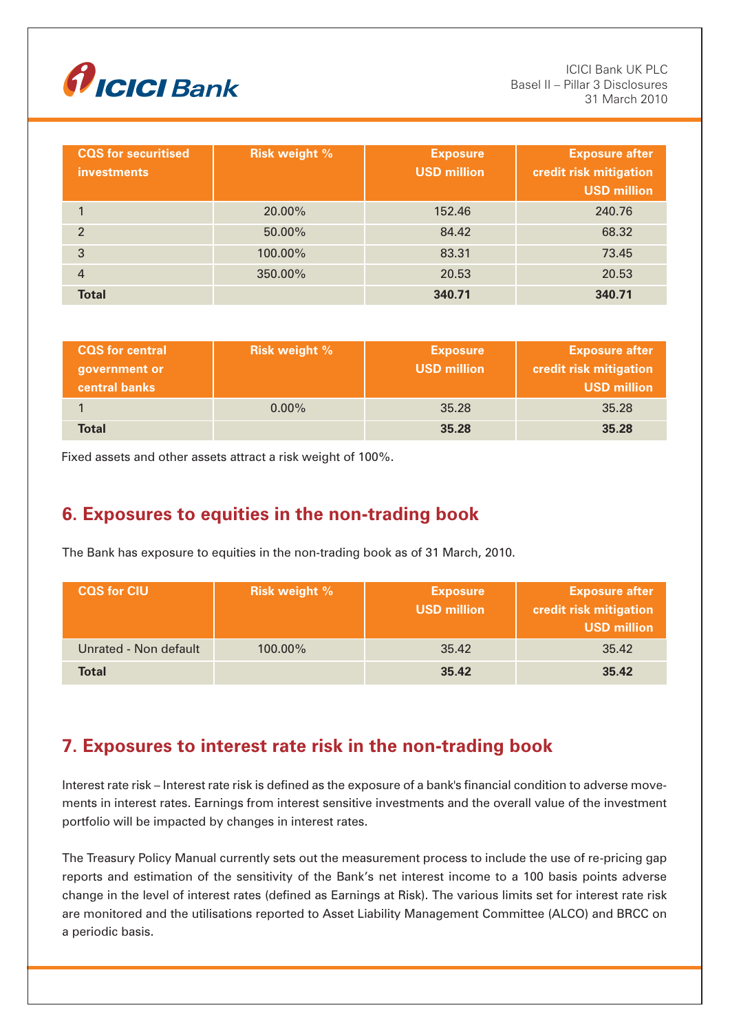| CQS for securitised investments | Risk weight % | Exposure USD million | Exposure after credit risk mitigation USD million |
|---|---|---|---|
| 1 | 20.00% | 152.46 | 240.76 |
| 2 | 50.00% | 84.42 | 68.32 |
| 3 | 100.00% | 83.31 | 73.45 |
| 4 | 350.00% | 20.53 | 20.53 |
| **Total** | | **340.71** | **340.71** |

| CQS for central government or central banks | Risk weight % | Exposure USD million | Exposure after credit risk mitigation USD million |
|---|---|---|---|
| 1 | 0.00% | 35.28 | 35.28 |
| **Total** | | **35.28** | **35.28** |

Fixed assets and other assets attract a risk weight of 100%.

## 6. Exposures to equities in the non-trading book

The Bank has exposure to equities in the non-trading book as of 31 March, 2010.

| CQS for CIU | Risk weight % | Exposure USD million | Exposure after credit risk mitigation USD million |
|---|---|---|---|
| Unrated - Non default | 100.00% | 35.42 | 35.42 |
| **Total** | | **35.42** | **35.42** |

## 7. Exposures to interest rate risk in the non-trading book

Interest rate risk – Interest rate risk is defined as the exposure of a bank's financial condition to adverse movements in interest rates. Earnings from interest sensitive investments and the overall value of the investment portfolio will be impacted by changes in interest rates.

The Treasury Policy Manual currently sets out the measurement process to include the use of re-pricing gap reports and estimation of the sensitivity of the Bank's net interest income to a 100 basis points adverse change in the level of interest rates (defined as Earnings at Risk). The various limits set for interest rate risk are monitored and the utilisations reported to Asset Liability Management Committee (ALCO) and BRCC on a periodic basis.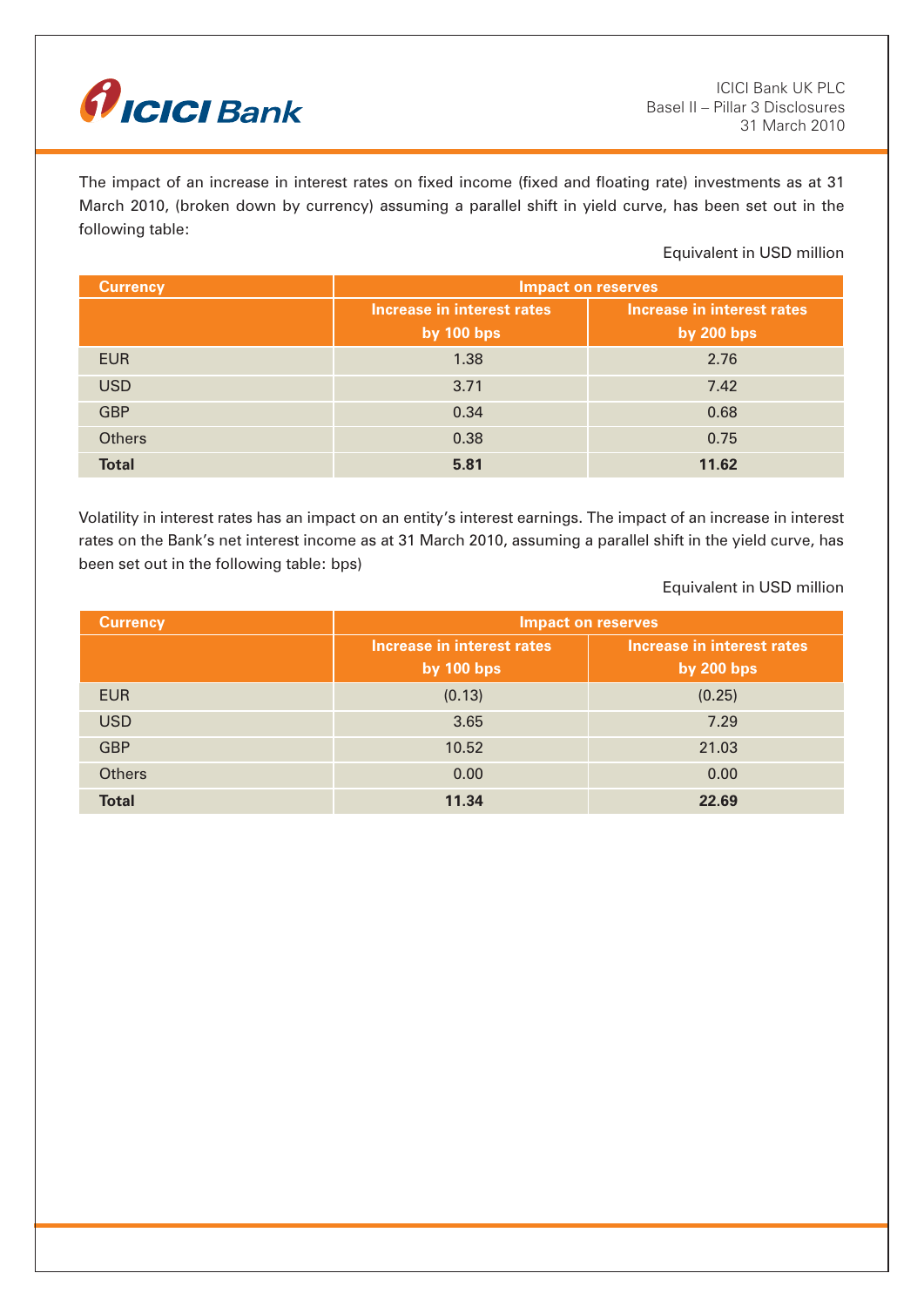The impact of an increase in interest rates on fixed income (fixed and floating rate) investments as at 31 March 2010, (broken down by currency) assuming a parallel shift in yield curve, has been set out in the following table:

Equivalent in USD million

| Currency | Impact on reserves | |
|---|---|---|
| | Increase in interest rates by 100 bps | Increase in interest rates by 200 bps |
| EUR | 1.38 | 2.76 |
| USD | 3.71 | 7.42 |
| GBP | 0.34 | 0.68 |
| Others | 0.38 | 0.75 |
| **Total** | **5.81** | **11.62** |

Volatility in interest rates has an impact on an entity's interest earnings. The impact of an increase in interest rates on the Bank's net interest income as at 31 March 2010, assuming a parallel shift in the yield curve, has been set out in the following table: bps)

Equivalent in USD million

| Currency | Impact on reserves | |
|---|---|---|
| | Increase in interest rates by 100 bps | Increase in interest rates by 200 bps |
| EUR | (0.13) | (0.25) |
| USD | 3.65 | 7.29 |
| GBP | 10.52 | 21.03 |
| Others | 0.00 | 0.00 |
| **Total** | **11.34** | **22.69** |